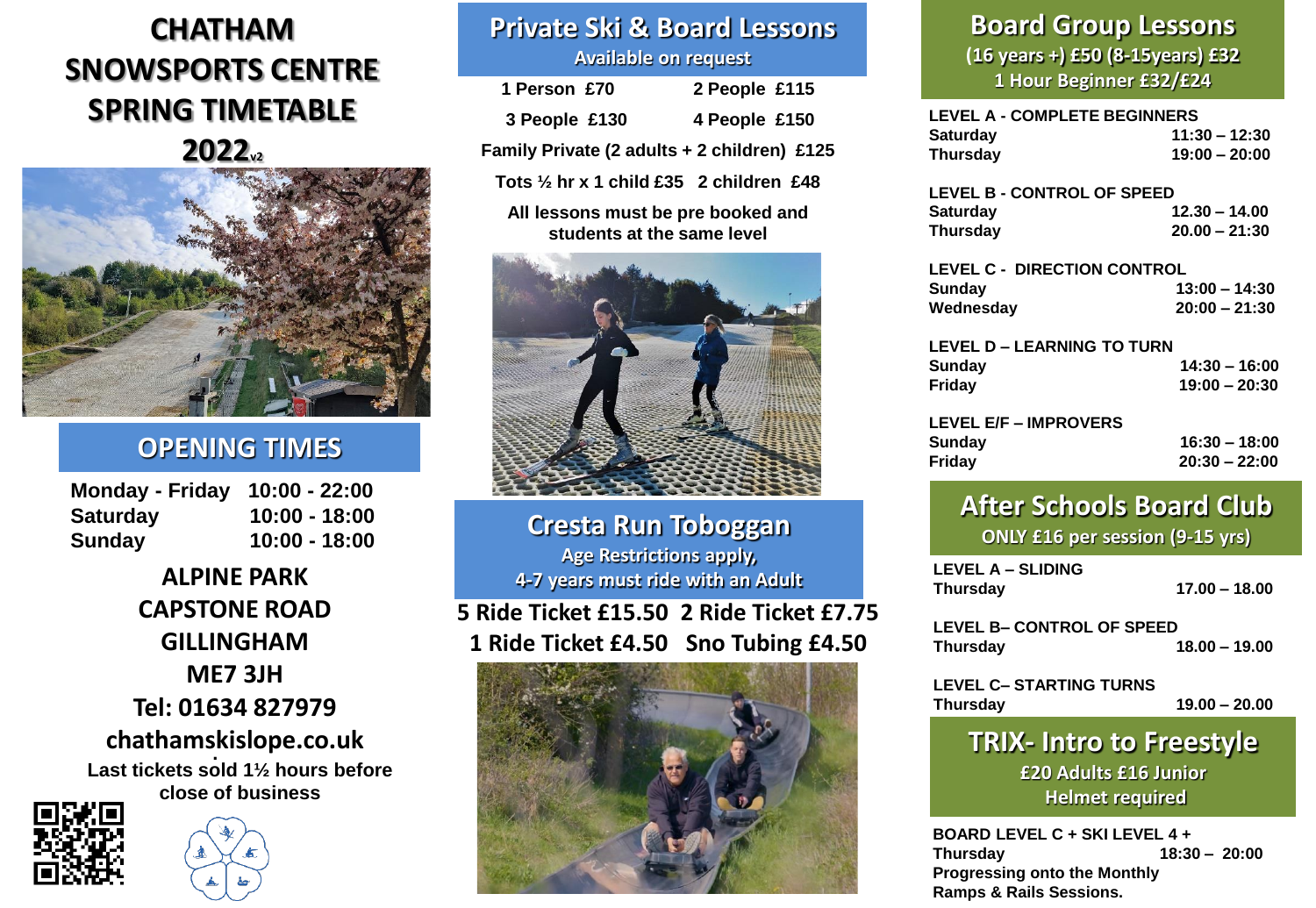# CHATHAM SNOWSPORTS CENTRE SPRING TIMETABLE 2022v2

## OPENING TIMES

| | |
|---|---|
| Monday - Friday | 10:00 - 22:00 |
| Saturday | 10:00 - 18:00 |
| Sunday | 10:00 - 18:00 |

**ALPINE PARK**
**CAPSTONE ROAD**
**GILLINGHAM**
**ME7 3JH**
**Tel: 01634 827979**
**chathamskislope.co.uk**

**Last tickets sold 1½ hours before close of business**

## Private Ski & Board Lessons

**Available on request**

| | |
|---|---|
| 1 Person £70 | 2 People £115 |
| 3 People £130 | 4 People £150 |

**Family Private (2 adults + 2 children) £125**

**Tots ½ hr x 1 child £35 2 children £48**

**All lessons must be pre booked and students at the same level**

## Cresta Run Toboggan

**Age Restrictions apply, 4-7 years must ride with an Adult**

**5 Ride Ticket £15.50 2 Ride Ticket £7.75**
**1 Ride Ticket £4.50 Sno Tubing £4.50**

## Board Group Lessons

**(16 years +) £50 (8-15years) £32**
**1 Hour Beginner £32/£24**

**LEVEL A - COMPLETE BEGINNERS**

| | |
|---|---|
| Saturday | 11:30 – 12:30 |
| Thursday | 19:00 – 20:00 |

**LEVEL B - CONTROL OF SPEED**

| | |
|---|---|
| Saturday | 12.30 – 14.00 |
| Thursday | 20.00 – 21:30 |

**LEVEL C - DIRECTION CONTROL**

| | |
|---|---|
| Sunday | 13:00 – 14:30 |
| Wednesday | 20:00 – 21:30 |

**LEVEL D – LEARNING TO TURN**

| | |
|---|---|
| Sunday | 14:30 – 16:00 |
| Friday | 19:00 – 20:30 |

**LEVEL E/F – IMPROVERS**

| | |
|---|---|
| Sunday | 16:30 – 18:00 |
| Friday | 20:30 – 22:00 |

## After Schools Board Club

**ONLY £16 per session (9-15 yrs)**

**LEVEL A – SLIDING**

| | |
|---|---|
| Thursday | 17.00 – 18.00 |

**LEVEL B– CONTROL OF SPEED**

| | |
|---|---|
| Thursday | 18.00 – 19.00 |

**LEVEL C– STARTING TURNS**

| | |
|---|---|
| Thursday | 19.00 – 20.00 |

## TRIX- Intro to Freestyle

**£20 Adults £16 Junior**
**Helmet required**

**BOARD LEVEL C + SKI LEVEL 4 +**

| | |
|---|---|
| Thursday | 18:30 – 20:00 |

**Progressing onto the Monthly Ramps & Rails Sessions.**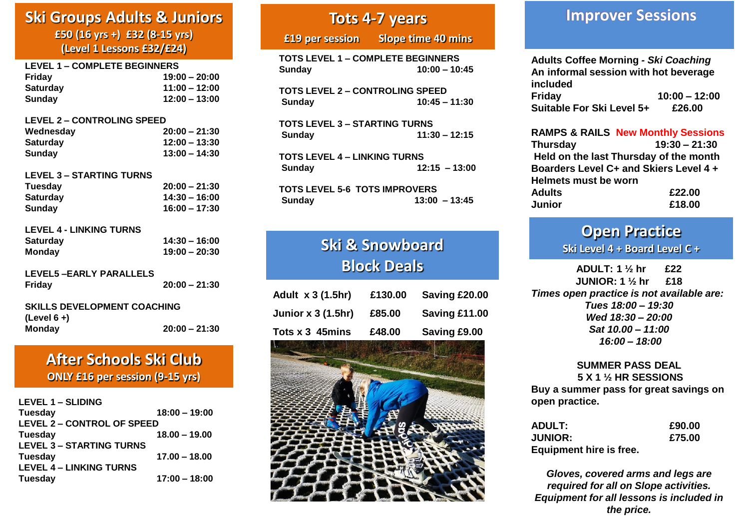## Ski Groups Adults & Juniors

**£50 (16 yrs +) £32 (8-15 yrs)**
**(Level 1 Lessons £32/£24)**

**LEVEL 1 – COMPLETE BEGINNERS**

| | |
|---|---|
| Friday | 19:00 – 20:00 |
| Saturday | 11:00 – 12:00 |
| Sunday | 12:00 – 13:00 |

**LEVEL 2 – CONTROLING SPEED**

| | |
|---|---|
| Wednesday | 20:00 – 21:30 |
| Saturday | 12:00 – 13:30 |
| Sunday | 13:00 – 14:30 |

**LEVEL 3 – STARTING TURNS**

| | |
|---|---|
| Tuesday | 20:00 – 21:30 |
| Saturday | 14:30 – 16:00 |
| Sunday | 16:00 – 17:30 |

**LEVEL 4 - LINKING TURNS**

| | |
|---|---|
| Saturday | 14:30 – 16:00 |
| Monday | 19:00 – 20:30 |

**LEVEL5 –EARLY PARALLELS**

| | |
|---|---|
| Friday | 20:00 – 21:30 |

**SKILLS DEVELOPMENT COACHING (Level 6 +)**

| | |
|---|---|
| Monday | 20:00 – 21:30 |

## After Schools Ski Club

**ONLY £16 per session (9-15 yrs)**

| | |
|---|---|
| **LEVEL 1 – SLIDING** | |
| Tuesday | 18:00 – 19:00 |
| **LEVEL 2 – CONTROL OF SPEED** | |
| Tuesday | 18.00 – 19.00 |
| **LEVEL 3 – STARTING TURNS** | |
| Tuesday | 17.00 – 18.00 |
| **LEVEL 4 – LINKING TURNS** | |
| Tuesday | 17:00 – 18:00 |

## Tots 4-7 years

**£19 per session Slope time 40 mins**

| | |
|---|---|
| **TOTS LEVEL 1 – COMPLETE BEGINNERS** | |
| Sunday | 10:00 – 10:45 |
| **TOTS LEVEL 2 – CONTROLING SPEED** | |
| Sunday | 10:45 – 11:30 |
| **TOTS LEVEL 3 – STARTING TURNS** | |
| Sunday | 11:30 – 12:15 |
| **TOTS LEVEL 4 – LINKING TURNS** | |
| Sunday | 12:15 – 13:00 |
| **TOTS LEVEL 5-6 TOTS IMPROVERS** | |
| Sunday | 13:00 – 13:45 |

## Ski & Snowboard Block Deals

| | | |
|---|---|---|
| Adult x 3 (1.5hr) | £130.00 | Saving £20.00 |
| Junior x 3 (1.5hr) | £85.00 | Saving £11.00 |
| Tots x 3 45mins | £48.00 | Saving £9.00 |

## Improver Sessions

**Adults Coffee Morning - *Ski Coaching***
An informal session with hot beverage included

| | |
|---|---|
| Friday | 10:00 – 12:00 |
| Suitable For Ski Level 5+ | £26.00 |

**RAMPS & RAILS New Monthly Sessions**

| | |
|---|---|
| Thursday | 19:30 – 21:30 |

Held on the last Thursday of the month
Boarders Level C+ and Skiers Level 4 +
Helmets must be worn

| | |
|---|---|
| Adults | £22.00 |
| Junior | £18.00 |

## Open Practice

**Ski Level 4 + Board Level C +**

**ADULT: 1 ½ hr £22**
**JUNIOR: 1 ½ hr £18**

***Times open practice is not available are:***
***Tues 18:00 – 19:30***
***Wed 18:30 – 20:00***
***Sat 10.00 – 11:00***
***16:00 – 18:00***

**SUMMER PASS DEAL**
**5 X 1 ½ HR SESSIONS**

Buy a summer pass for great savings on open practice.

| | |
|---|---|
| ADULT: | £90.00 |
| JUNIOR: | £75.00 |

Equipment hire is free.

***Gloves, covered arms and legs are required for all on Slope activities. Equipment for all lessons is included in the price.***